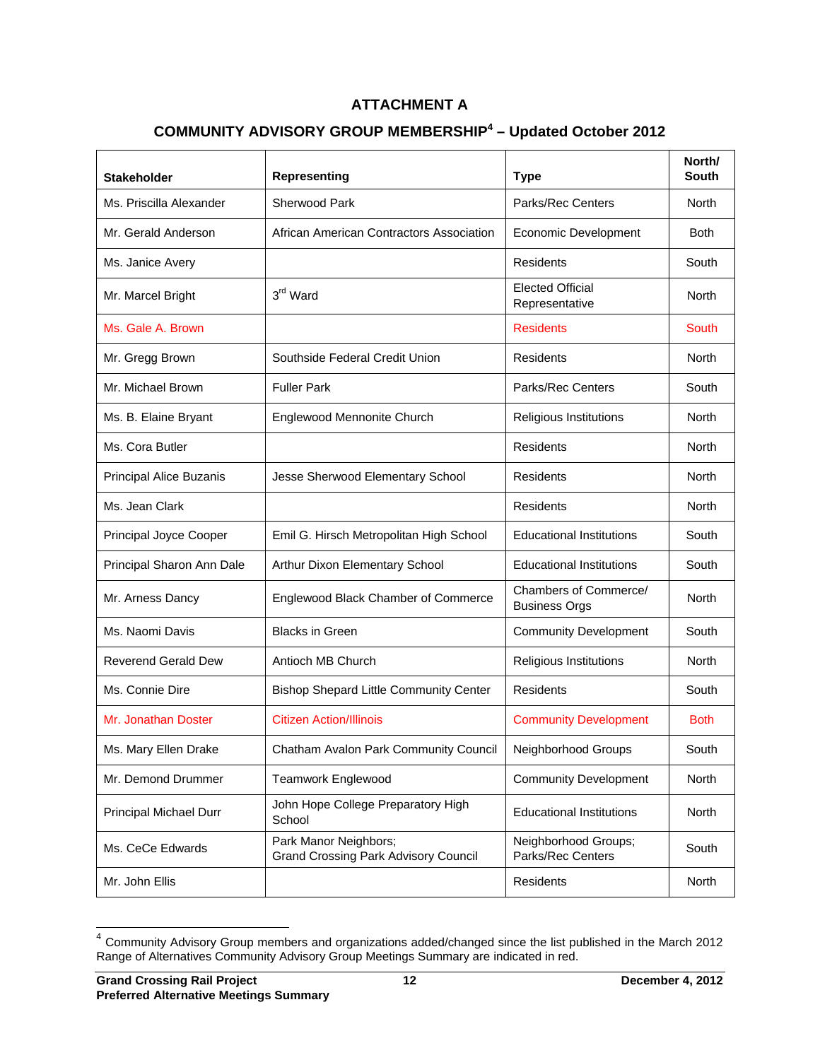## ATTACHMENT A

## COMMUNITY ADVISORY GROUP MEMBERSHIP[4] – Updated October 2012

| Stakeholder | Representing | Type | North/ South |
|---|---|---|---|
| Ms. Priscilla Alexander | Sherwood Park | Parks/Rec Centers | North |
| Mr. Gerald Anderson | African American Contractors Association | Economic Development | Both |
| Ms. Janice Avery | | Residents | South |
| Mr. Marcel Bright | 3rd Ward | Elected Official Representative | North |
| Ms. Gale A. Brown | | Residents | South |
| Mr. Gregg Brown | Southside Federal Credit Union | Residents | North |
| Mr. Michael Brown | Fuller Park | Parks/Rec Centers | South |
| Ms. B. Elaine Bryant | Englewood Mennonite Church | Religious Institutions | North |
| Ms. Cora Butler | | Residents | North |
| Principal Alice Buzanis | Jesse Sherwood Elementary School | Residents | North |
| Ms. Jean Clark | | Residents | North |
| Principal Joyce Cooper | Emil G. Hirsch Metropolitan High School | Educational Institutions | South |
| Principal Sharon Ann Dale | Arthur Dixon Elementary School | Educational Institutions | South |
| Mr. Arness Dancy | Englewood Black Chamber of Commerce | Chambers of Commerce/ Business Orgs | North |
| Ms. Naomi Davis | Blacks in Green | Community Development | South |
| Reverend Gerald Dew | Antioch MB Church | Religious Institutions | North |
| Ms. Connie Dire | Bishop Shepard Little Community Center | Residents | South |
| Mr. Jonathan Doster | Citizen Action/Illinois | Community Development | Both |
| Ms. Mary Ellen Drake | Chatham Avalon Park Community Council | Neighborhood Groups | South |
| Mr. Demond Drummer | Teamwork Englewood | Community Development | North |
| Principal Michael Durr | John Hope College Preparatory High School | Educational Institutions | North |
| Ms. CeCe Edwards | Park Manor Neighbors; Grand Crossing Park Advisory Council | Neighborhood Groups; Parks/Rec Centers | South |
| Mr. John Ellis | | Residents | North |

[4] Community Advisory Group members and organizations added/changed since the list published in the March 2012 Range of Alternatives Community Advisory Group Meetings Summary are indicated in red.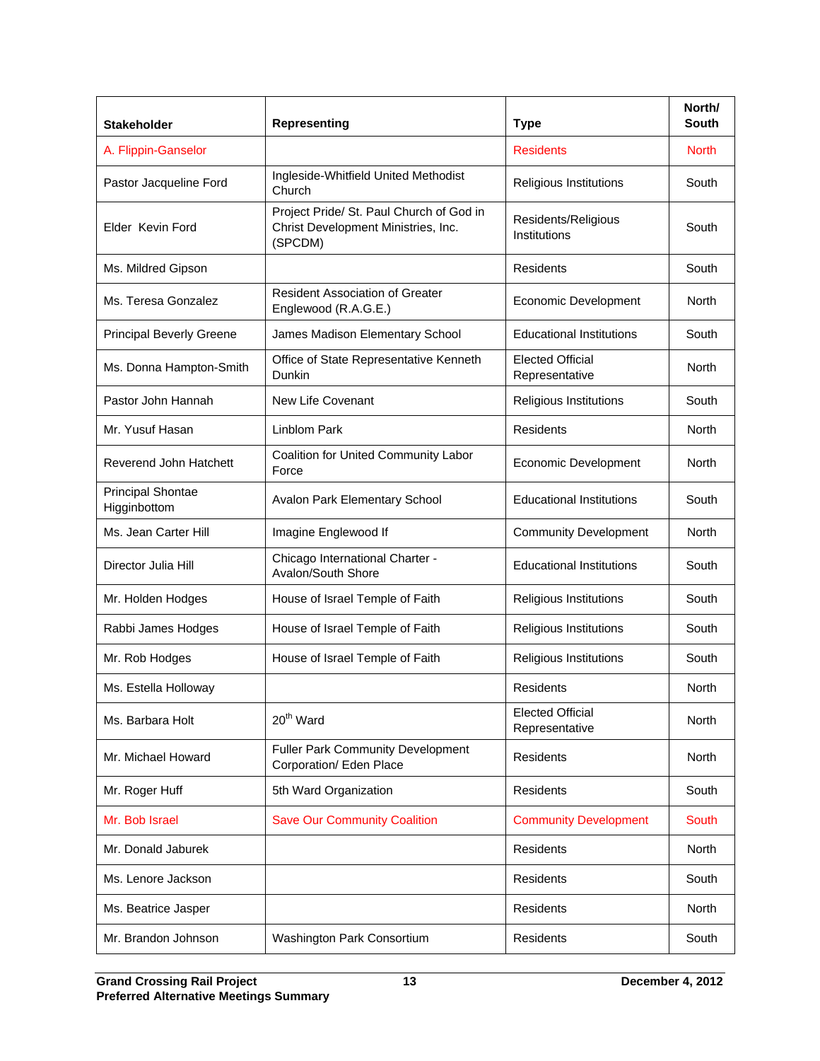| Stakeholder | Representing | Type | North/ South |
|---|---|---|---|
| A. Flippin-Ganselor | | Residents | North |
| Pastor Jacqueline Ford | Ingleside-Whitfield United Methodist Church | Religious Institutions | South |
| Elder Kevin Ford | Project Pride/ St. Paul Church of God in Christ Development Ministries, Inc. (SPCDM) | Residents/Religious Institutions | South |
| Ms. Mildred Gipson | | Residents | South |
| Ms. Teresa Gonzalez | Resident Association of Greater Englewood (R.A.G.E.) | Economic Development | North |
| Principal Beverly Greene | James Madison Elementary School | Educational Institutions | South |
| Ms. Donna Hampton-Smith | Office of State Representative Kenneth Dunkin | Elected Official Representative | North |
| Pastor John Hannah | New Life Covenant | Religious Institutions | South |
| Mr. Yusuf Hasan | Linblom Park | Residents | North |
| Reverend John Hatchett | Coalition for United Community Labor Force | Economic Development | North |
| Principal Shontae Higginbottom | Avalon Park Elementary School | Educational Institutions | South |
| Ms. Jean Carter Hill | Imagine Englewood If | Community Development | North |
| Director Julia Hill | Chicago International Charter - Avalon/South Shore | Educational Institutions | South |
| Mr. Holden Hodges | House of Israel Temple of Faith | Religious Institutions | South |
| Rabbi James Hodges | House of Israel Temple of Faith | Religious Institutions | South |
| Mr. Rob Hodges | House of Israel Temple of Faith | Religious Institutions | South |
| Ms. Estella Holloway | | Residents | North |
| Ms. Barbara Holt | 20th Ward | Elected Official Representative | North |
| Mr. Michael Howard | Fuller Park Community Development Corporation/ Eden Place | Residents | North |
| Mr. Roger Huff | 5th Ward Organization | Residents | South |
| Mr. Bob Israel | Save Our Community Coalition | Community Development | South |
| Mr. Donald Jaburek | | Residents | North |
| Ms. Lenore Jackson | | Residents | South |
| Ms. Beatrice Jasper | | Residents | North |
| Mr. Brandon Johnson | Washington Park Consortium | Residents | South |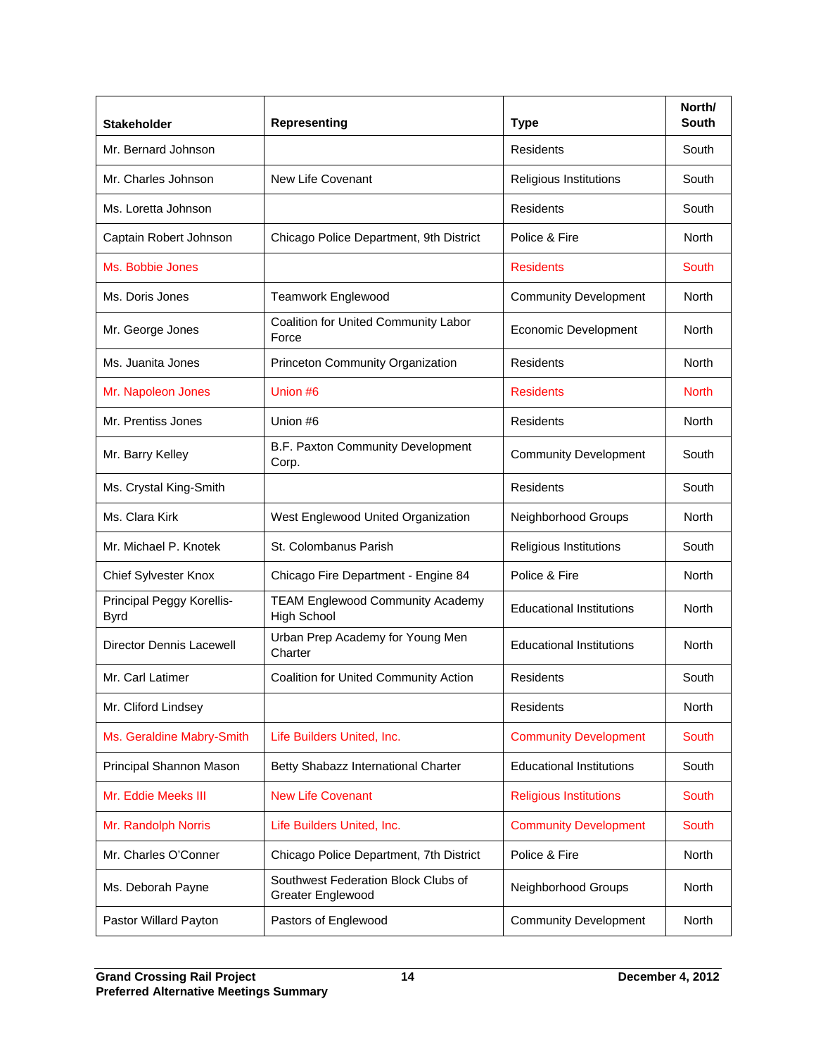| Stakeholder | Representing | Type | North/ South |
|---|---|---|---|
| Mr. Bernard Johnson | | Residents | South |
| Mr. Charles Johnson | New Life Covenant | Religious Institutions | South |
| Ms. Loretta Johnson | | Residents | South |
| Captain Robert Johnson | Chicago Police Department, 9th District | Police & Fire | North |
| Ms. Bobbie Jones | | Residents | South |
| Ms. Doris Jones | Teamwork Englewood | Community Development | North |
| Mr. George Jones | Coalition for United Community Labor Force | Economic Development | North |
| Ms. Juanita Jones | Princeton Community Organization | Residents | North |
| Mr. Napoleon Jones | Union #6 | Residents | North |
| Mr. Prentiss Jones | Union #6 | Residents | North |
| Mr. Barry Kelley | B.F. Paxton Community Development Corp. | Community Development | South |
| Ms. Crystal King-Smith | | Residents | South |
| Ms. Clara Kirk | West Englewood United Organization | Neighborhood Groups | North |
| Mr. Michael P. Knotek | St. Colombanus Parish | Religious Institutions | South |
| Chief Sylvester Knox | Chicago Fire Department - Engine 84 | Police & Fire | North |
| Principal Peggy Korellis-Byrd | TEAM Englewood Community Academy High School | Educational Institutions | North |
| Director Dennis Lacewell | Urban Prep Academy for Young Men Charter | Educational Institutions | North |
| Mr. Carl Latimer | Coalition for United Community Action | Residents | South |
| Mr. Cliford Lindsey | | Residents | North |
| Ms. Geraldine Mabry-Smith | Life Builders United, Inc. | Community Development | South |
| Principal Shannon Mason | Betty Shabazz International Charter | Educational Institutions | South |
| Mr. Eddie Meeks III | New Life Covenant | Religious Institutions | South |
| Mr. Randolph Norris | Life Builders United, Inc. | Community Development | South |
| Mr. Charles O'Conner | Chicago Police Department, 7th District | Police & Fire | North |
| Ms. Deborah Payne | Southwest Federation Block Clubs of Greater Englewood | Neighborhood Groups | North |
| Pastor Willard Payton | Pastors of Englewood | Community Development | North |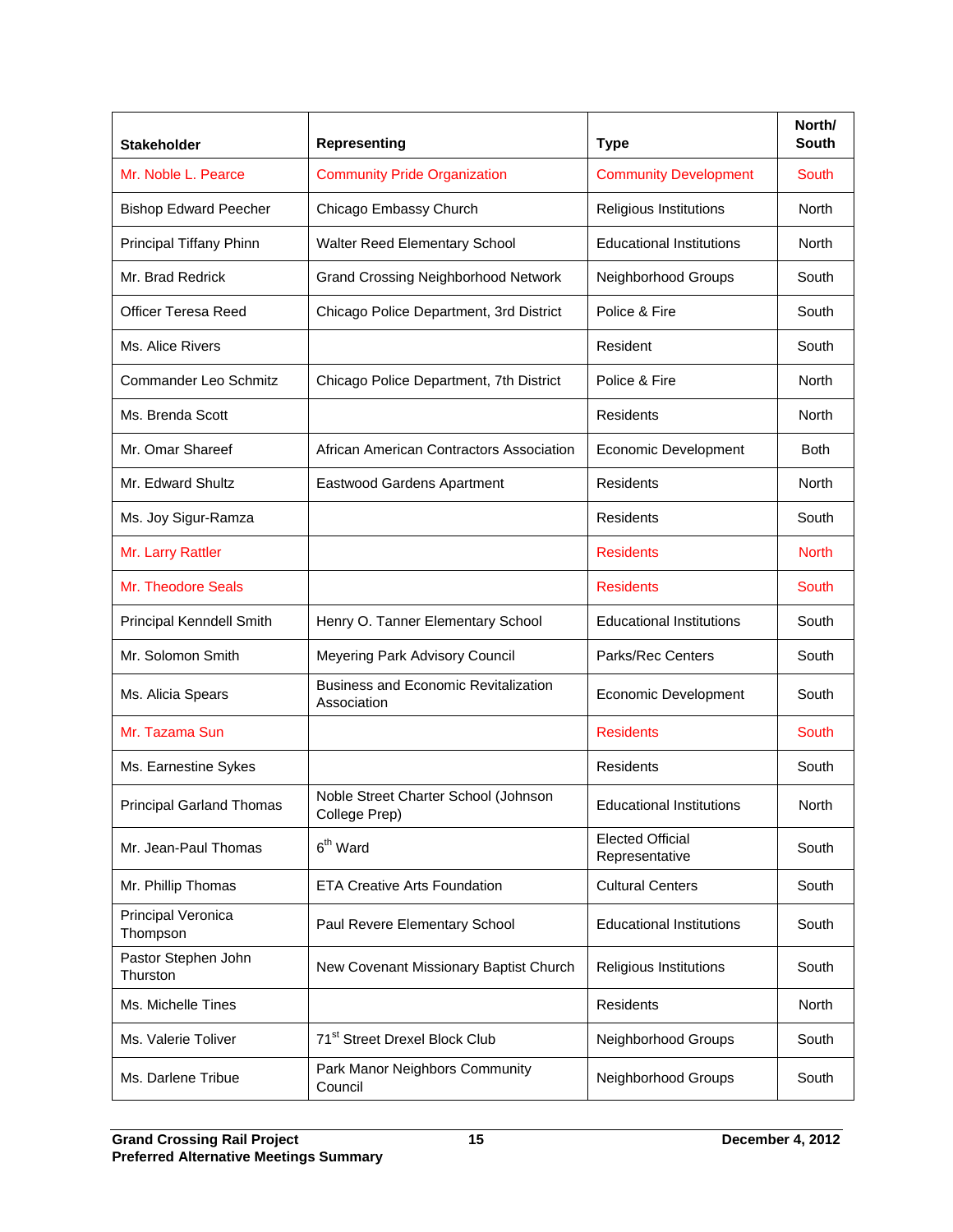| Stakeholder | Representing | Type | North/ South |
|---|---|---|---|
| Mr. Noble L. Pearce | Community Pride Organization | Community Development | South |
| Bishop Edward Peecher | Chicago Embassy Church | Religious Institutions | North |
| Principal Tiffany Phinn | Walter Reed Elementary School | Educational Institutions | North |
| Mr. Brad Redrick | Grand Crossing Neighborhood Network | Neighborhood Groups | South |
| Officer Teresa Reed | Chicago Police Department, 3rd District | Police & Fire | South |
| Ms. Alice Rivers | | Resident | South |
| Commander Leo Schmitz | Chicago Police Department, 7th District | Police & Fire | North |
| Ms. Brenda Scott | | Residents | North |
| Mr. Omar Shareef | African American Contractors Association | Economic Development | Both |
| Mr. Edward Shultz | Eastwood Gardens Apartment | Residents | North |
| Ms. Joy Sigur-Ramza | | Residents | South |
| Mr. Larry Rattler | | Residents | North |
| Mr. Theodore Seals | | Residents | South |
| Principal Kenndell Smith | Henry O. Tanner Elementary School | Educational Institutions | South |
| Mr. Solomon Smith | Meyering Park Advisory Council | Parks/Rec Centers | South |
| Ms. Alicia Spears | Business and Economic Revitalization Association | Economic Development | South |
| Mr. Tazama Sun | | Residents | South |
| Ms. Earnestine Sykes | | Residents | South |
| Principal Garland Thomas | Noble Street Charter School (Johnson College Prep) | Educational Institutions | North |
| Mr. Jean-Paul Thomas | 6th Ward | Elected Official Representative | South |
| Mr. Phillip Thomas | ETA Creative Arts Foundation | Cultural Centers | South |
| Principal Veronica Thompson | Paul Revere Elementary School | Educational Institutions | South |
| Pastor Stephen John Thurston | New Covenant Missionary Baptist Church | Religious Institutions | South |
| Ms. Michelle Tines | | Residents | North |
| Ms. Valerie Toliver | 71st Street Drexel Block Club | Neighborhood Groups | South |
| Ms. Darlene Tribue | Park Manor Neighbors Community Council | Neighborhood Groups | South |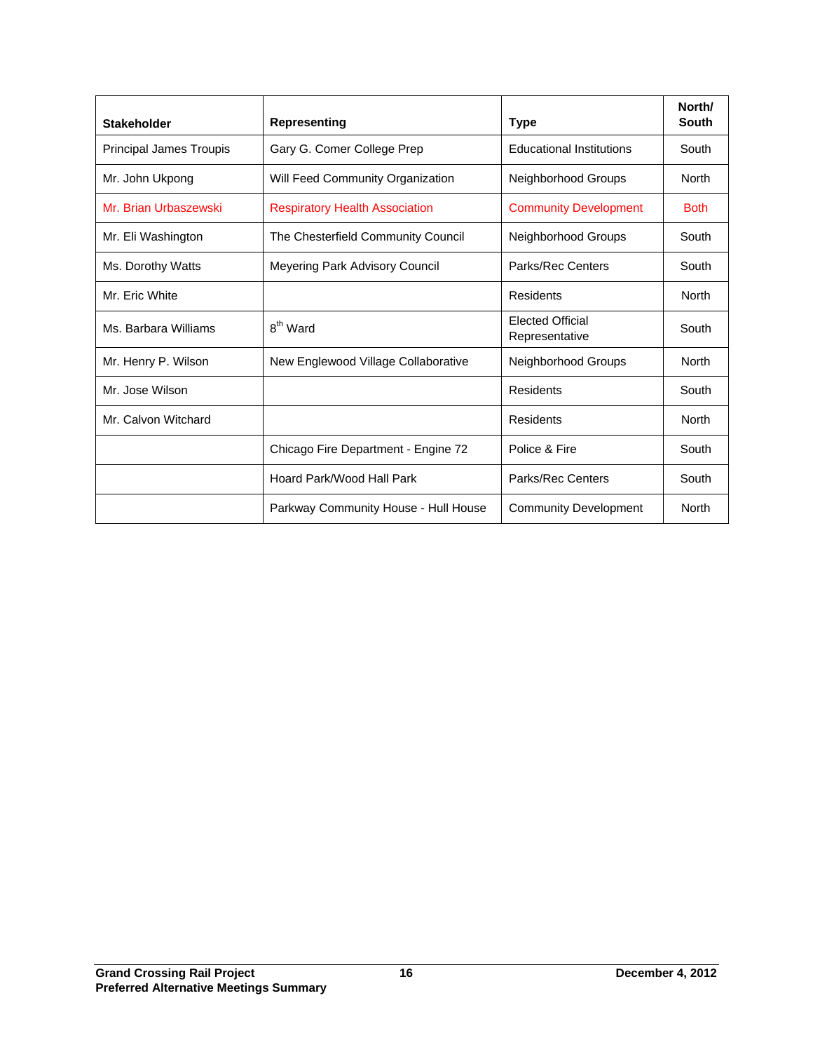| Stakeholder | Representing | Type | North/ South |
| --- | --- | --- | --- |
| Principal James Troupis | Gary G. Comer College Prep | Educational Institutions | South |
| Mr. John Ukpong | Will Feed Community Organization | Neighborhood Groups | North |
| Mr. Brian Urbaszewski | Respiratory Health Association | Community Development | Both |
| Mr. Eli Washington | The Chesterfield Community Council | Neighborhood Groups | South |
| Ms. Dorothy Watts | Meyering Park Advisory Council | Parks/Rec Centers | South |
| Mr. Eric White | | Residents | North |
| Ms. Barbara Williams | 8th Ward | Elected Official Representative | South |
| Mr. Henry P. Wilson | New Englewood Village Collaborative | Neighborhood Groups | North |
| Mr. Jose Wilson | | Residents | South |
| Mr. Calvon Witchard | | Residents | North |
| | Chicago Fire Department - Engine 72 | Police & Fire | South |
| | Hoard Park/Wood Hall Park | Parks/Rec Centers | South |
| | Parkway Community House - Hull House | Community Development | North |